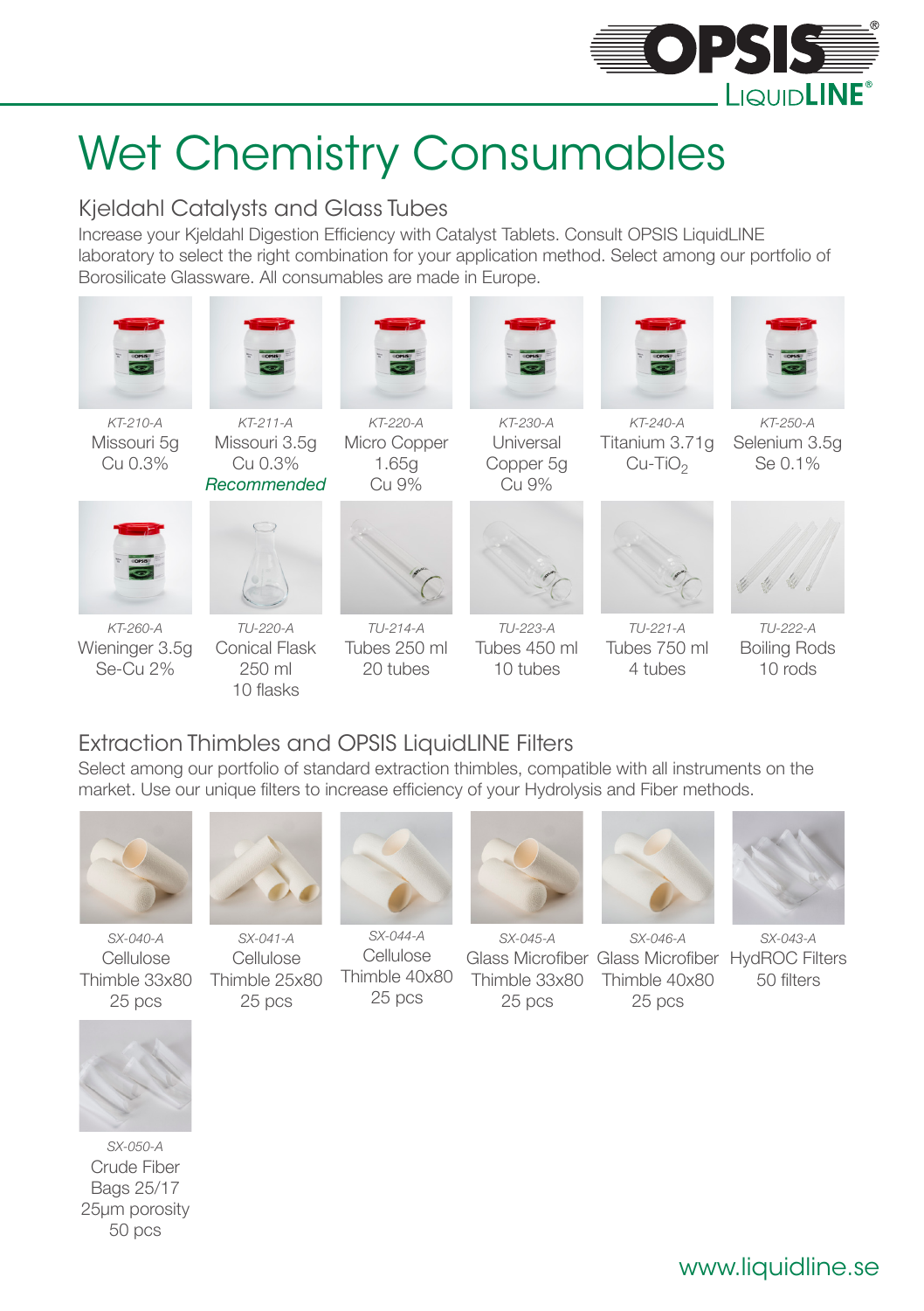# Wet Chemistry Consumables

## Kjeldahl Catalysts and Glass Tubes

Increase your Kjeldahl Digestion Efficiency with Catalyst Tablets. Consult OPSIS LiquidLINE laboratory to select the right combination for your application method. Select among our portfolio of Borosilicate Glassware. All consumables are made in Europe.

| | | | | | |
|---|---|---|---|---|---|
| *KT-210-A*<br>Missouri 5g<br>Cu 0.3% | *KT-211-A*<br>Missouri 3.5g<br>Cu 0.3%<br>*Recommended* | *KT-220-A*<br>Micro Copper<br>1.65g<br>Cu 9% | *KT-230-A*<br>Universal<br>Copper 5g<br>Cu 9% | *KT-240-A*<br>Titanium 3.71g<br>Cu-$TiO_2$ | *KT-250-A*<br>Selenium 3.5g<br>Se 0.1% |
| *KT-260-A*<br>Wieninger 3.5g<br>Se-Cu 2% | *TU-220-A*<br>Conical Flask<br>250 ml<br>10 flasks | *TU-214-A*<br>Tubes 250 ml<br>20 tubes | *TU-223-A*<br>Tubes 450 ml<br>10 tubes | *TU-221-A*<br>Tubes 750 ml<br>4 tubes | *TU-222-A*<br>Boiling Rods<br>10 rods |

## Extraction Thimbles and OPSIS LiquidLINE Filters

Select among our portfolio of standard extraction thimbles, compatible with all instruments on the market. Use our unique filters to increase efficiency of your Hydrolysis and Fiber methods.

| | | | | | |
|---|---|---|---|---|---|
| *SX-040-A*<br>Cellulose<br>Thimble 33x80<br>25 pcs | *SX-041-A*<br>Cellulose<br>Thimble 25x80<br>25 pcs | *SX-044-A*<br>Cellulose<br>Thimble 40x80<br>25 pcs | *SX-045-A*<br>Glass Microfiber<br>Thimble 33x80<br>25 pcs | *SX-046-A*<br>Glass Microfiber<br>Thimble 40x80<br>25 pcs | *SX-043-A*<br>HydROC Filters<br>50 filters |
| *SX-050-A*<br>Crude Fiber<br>Bags 25/17<br>25µm porosity<br>50 pcs | | | | | |

www.liquidline.se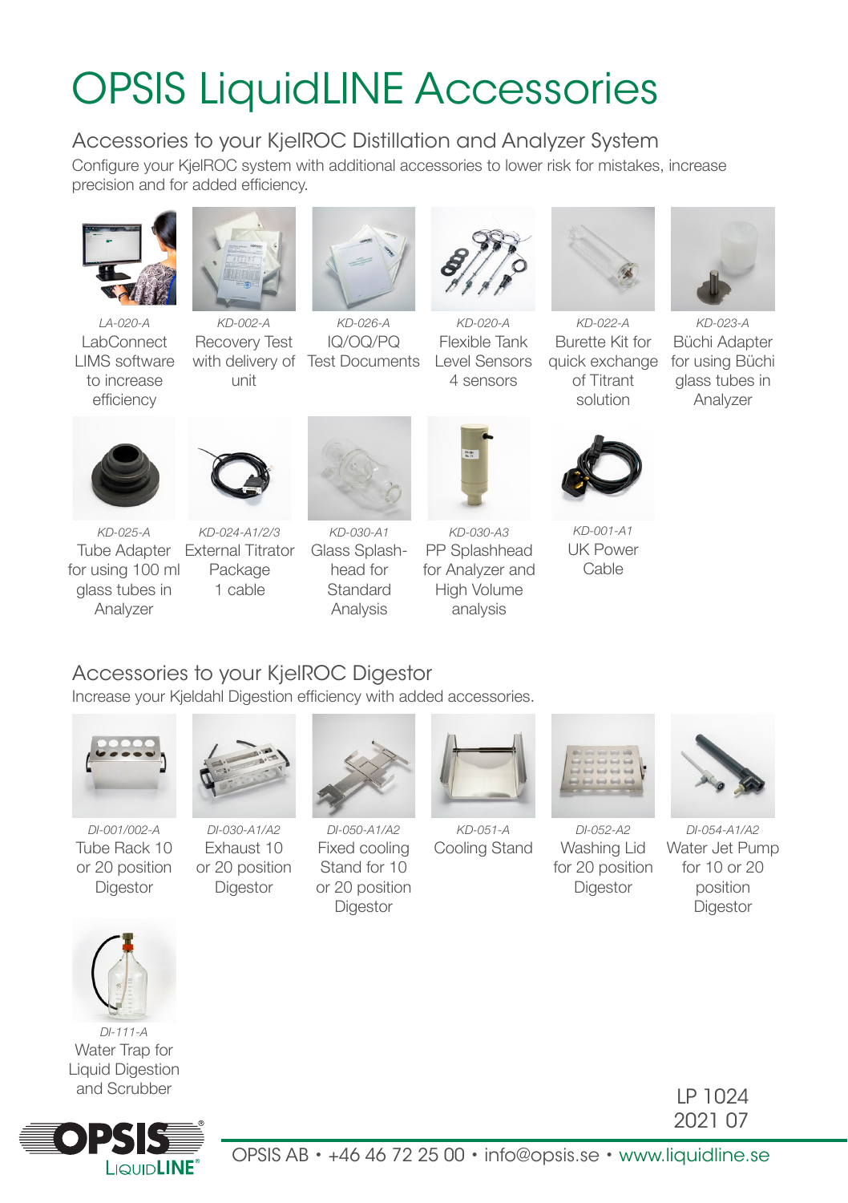# OPSIS LiquidLINE Accessories

## Accessories to your KjelROC Distillation and Analyzer System

Configure your KjelROC system with additional accessories to lower risk for mistakes, increase precision and for added efficiency.

*LA-020-A*
LabConnect LIMS software to increase efficiency

*KD-002-A*
Recovery Test with delivery of unit

*KD-026-A*
IQ/OQ/PQ Test Documents

*KD-020-A*
Flexible Tank Level Sensors 4 sensors

*KD-022-A*
Burette Kit for quick exchange of Titrant solution

*KD-023-A*
Büchi Adapter for using Büchi glass tubes in Analyzer

*KD-025-A*
Tube Adapter for using 100 ml glass tubes in Analyzer

*KD-024-A1/2/3*
External Titrator Package 1 cable

*KD-030-A1*
Glass Splash-head for Standard Analysis

*KD-030-A3*
PP Splashhead for Analyzer and High Volume analysis

*KD-001-A1*
UK Power Cable

## Accessories to your KjelROC Digestor

Increase your Kjeldahl Digestion efficiency with added accessories.

*DI-001/002-A*
Tube Rack 10 or 20 position Digestor

*DI-030-A1/A2*
Exhaust 10 or 20 position Digestor

*DI-050-A1/A2*
Fixed cooling Stand for 10 or 20 position Digestor

*KD-051-A*
Cooling Stand

*DI-052-A2*
Washing Lid for 20 position Digestor

*DI-054-A1/A2*
Water Jet Pump for 10 or 20 position Digestor

*DI-111-A*
Water Trap for Liquid Digestion and Scrubber

LP 1024
2021 07

OPSIS AB • +46 46 72 25 00 • info@opsis.se • www.liquidline.se